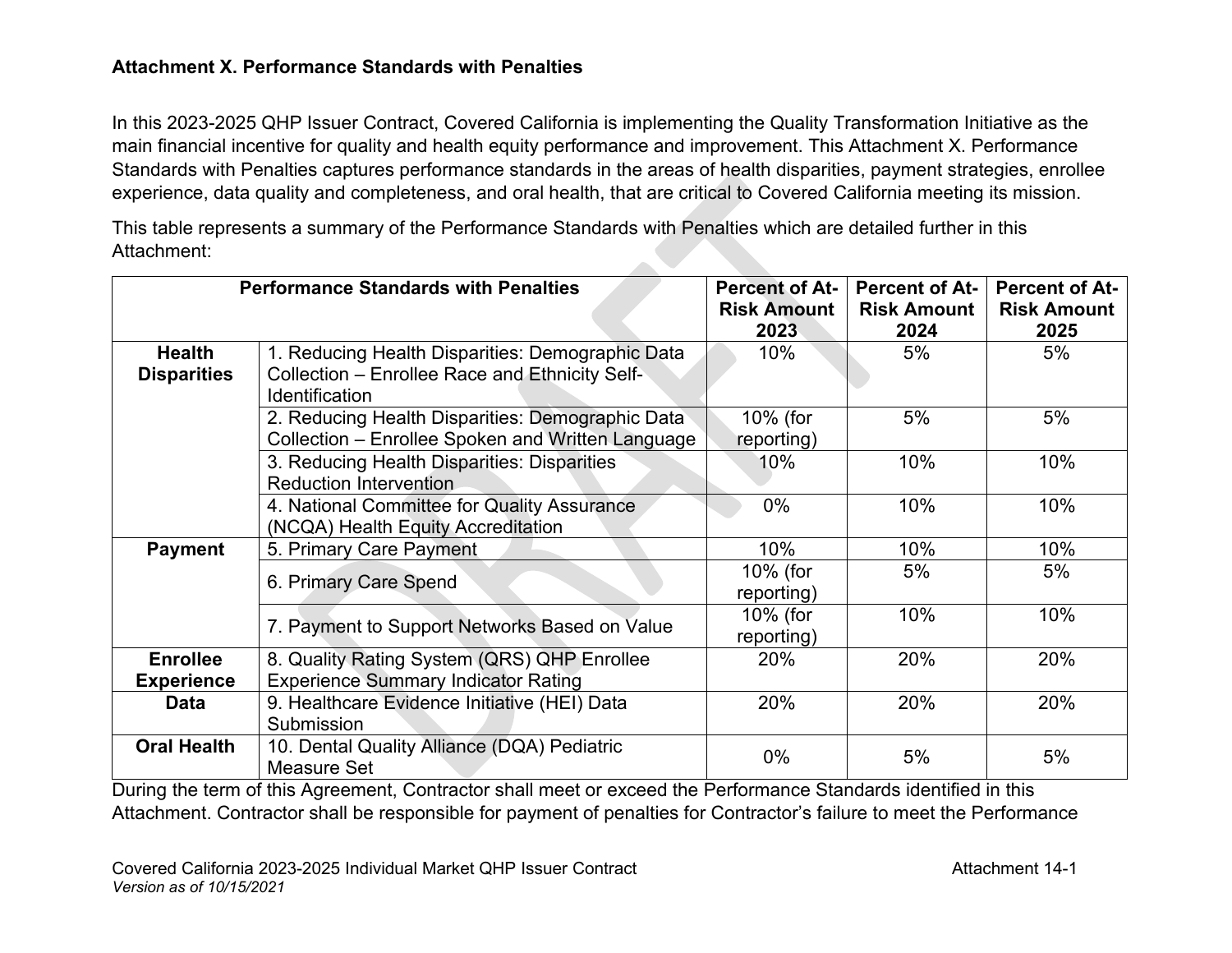**Attachment X. Performance Standards with Penalties**

In this 2023-2025 QHP Issuer Contract, Covered California is implementing the Quality Transformation Initiative as the main financial incentive for quality and health equity performance and improvement. This Attachment X. Performance Standards with Penalties captures performance standards in the areas of health disparities, payment strategies, enrollee experience, data quality and completeness, and oral health, that are critical to Covered California meeting its mission.

This table represents a summary of the Performance Standards with Penalties which are detailed further in this Attachment:

| Performance Standards with Penalties | | Percent of At-Risk Amount 2023 | Percent of At-Risk Amount 2024 | Percent of At-Risk Amount 2025 |
|---|---|---|---|---|
| **Health Disparities** | 1. Reducing Health Disparities: Demographic Data Collection – Enrollee Race and Ethnicity Self-Identification | 10% | 5% | 5% |
| | 2. Reducing Health Disparities: Demographic Data Collection – Enrollee Spoken and Written Language | 10% (for reporting) | 5% | 5% |
| | 3. Reducing Health Disparities: Disparities Reduction Intervention | 10% | 10% | 10% |
| | 4. National Committee for Quality Assurance (NCQA) Health Equity Accreditation | 0% | 10% | 10% |
| **Payment** | 5. Primary Care Payment | 10% | 10% | 10% |
| | 6. Primary Care Spend | 10% (for reporting) | 5% | 5% |
| | 7. Payment to Support Networks Based on Value | 10% (for reporting) | 10% | 10% |
| **Enrollee Experience** | 8. Quality Rating System (QRS) QHP Enrollee Experience Summary Indicator Rating | 20% | 20% | 20% |
| **Data** | 9. Healthcare Evidence Initiative (HEI) Data Submission | 20% | 20% | 20% |
| **Oral Health** | 10. Dental Quality Alliance (DQA) Pediatric Measure Set | 0% | 5% | 5% |

During the term of this Agreement, Contractor shall meet or exceed the Performance Standards identified in this Attachment. Contractor shall be responsible for payment of penalties for Contractor's failure to meet the Performance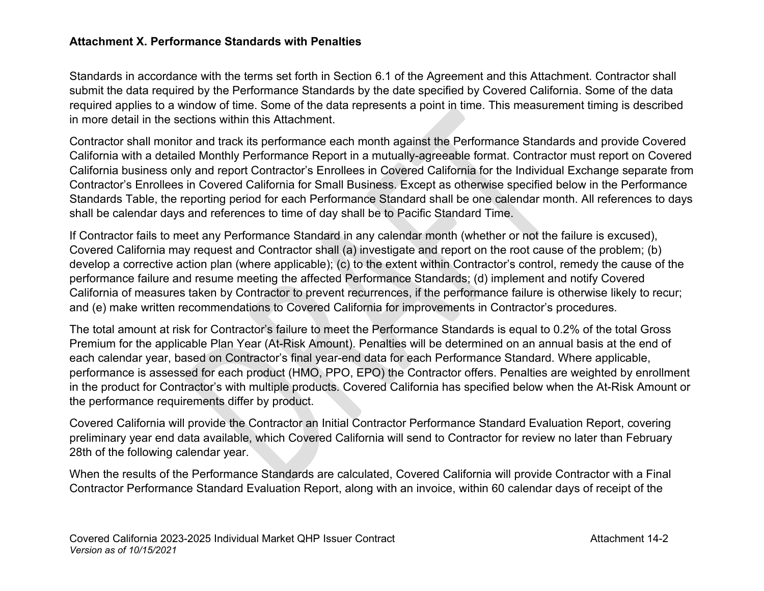**Attachment X. Performance Standards with Penalties**

Standards in accordance with the terms set forth in Section 6.1 of the Agreement and this Attachment. Contractor shall submit the data required by the Performance Standards by the date specified by Covered California. Some of the data required applies to a window of time. Some of the data represents a point in time. This measurement timing is described in more detail in the sections within this Attachment.

Contractor shall monitor and track its performance each month against the Performance Standards and provide Covered California with a detailed Monthly Performance Report in a mutually-agreeable format. Contractor must report on Covered California business only and report Contractor's Enrollees in Covered California for the Individual Exchange separate from Contractor's Enrollees in Covered California for Small Business. Except as otherwise specified below in the Performance Standards Table, the reporting period for each Performance Standard shall be one calendar month. All references to days shall be calendar days and references to time of day shall be to Pacific Standard Time.

If Contractor fails to meet any Performance Standard in any calendar month (whether or not the failure is excused), Covered California may request and Contractor shall (a) investigate and report on the root cause of the problem; (b) develop a corrective action plan (where applicable); (c) to the extent within Contractor's control, remedy the cause of the performance failure and resume meeting the affected Performance Standards; (d) implement and notify Covered California of measures taken by Contractor to prevent recurrences, if the performance failure is otherwise likely to recur; and (e) make written recommendations to Covered California for improvements in Contractor's procedures.

The total amount at risk for Contractor's failure to meet the Performance Standards is equal to 0.2% of the total Gross Premium for the applicable Plan Year (At-Risk Amount). Penalties will be determined on an annual basis at the end of each calendar year, based on Contractor's final year-end data for each Performance Standard. Where applicable, performance is assessed for each product (HMO, PPO, EPO) the Contractor offers. Penalties are weighted by enrollment in the product for Contractor's with multiple products. Covered California has specified below when the At-Risk Amount or the performance requirements differ by product.

Covered California will provide the Contractor an Initial Contractor Performance Standard Evaluation Report, covering preliminary year end data available, which Covered California will send to Contractor for review no later than February 28th of the following calendar year.

When the results of the Performance Standards are calculated, Covered California will provide Contractor with a Final Contractor Performance Standard Evaluation Report, along with an invoice, within 60 calendar days of receipt of the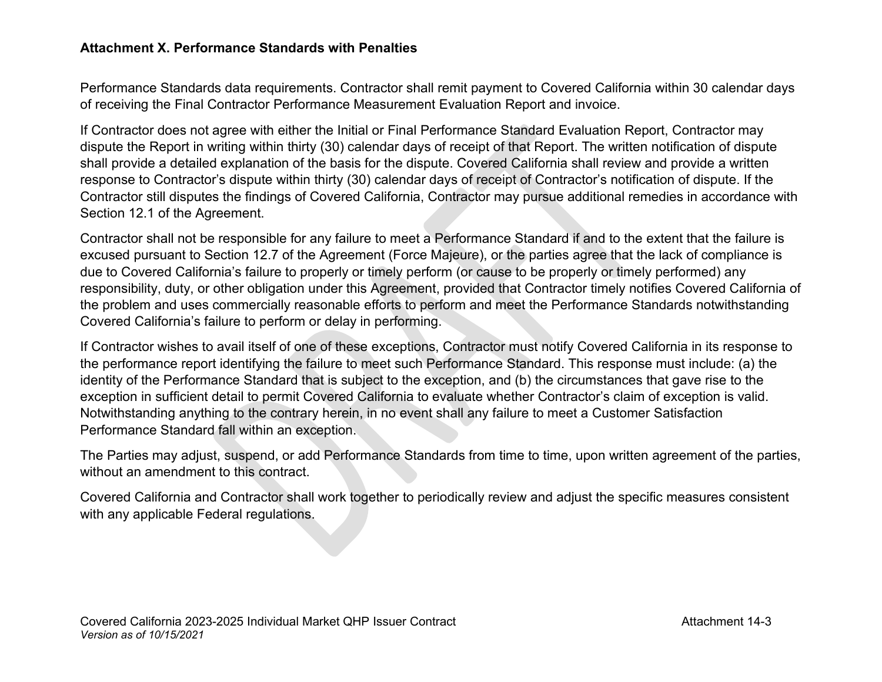**Attachment X. Performance Standards with Penalties**

Performance Standards data requirements. Contractor shall remit payment to Covered California within 30 calendar days of receiving the Final Contractor Performance Measurement Evaluation Report and invoice.

If Contractor does not agree with either the Initial or Final Performance Standard Evaluation Report, Contractor may dispute the Report in writing within thirty (30) calendar days of receipt of that Report. The written notification of dispute shall provide a detailed explanation of the basis for the dispute. Covered California shall review and provide a written response to Contractor's dispute within thirty (30) calendar days of receipt of Contractor's notification of dispute. If the Contractor still disputes the findings of Covered California, Contractor may pursue additional remedies in accordance with Section 12.1 of the Agreement.

Contractor shall not be responsible for any failure to meet a Performance Standard if and to the extent that the failure is excused pursuant to Section 12.7 of the Agreement (Force Majeure), or the parties agree that the lack of compliance is due to Covered California's failure to properly or timely perform (or cause to be properly or timely performed) any responsibility, duty, or other obligation under this Agreement, provided that Contractor timely notifies Covered California of the problem and uses commercially reasonable efforts to perform and meet the Performance Standards notwithstanding Covered California's failure to perform or delay in performing.

If Contractor wishes to avail itself of one of these exceptions, Contractor must notify Covered California in its response to the performance report identifying the failure to meet such Performance Standard. This response must include: (a) the identity of the Performance Standard that is subject to the exception, and (b) the circumstances that gave rise to the exception in sufficient detail to permit Covered California to evaluate whether Contractor's claim of exception is valid. Notwithstanding anything to the contrary herein, in no event shall any failure to meet a Customer Satisfaction Performance Standard fall within an exception.

The Parties may adjust, suspend, or add Performance Standards from time to time, upon written agreement of the parties, without an amendment to this contract.

Covered California and Contractor shall work together to periodically review and adjust the specific measures consistent with any applicable Federal regulations.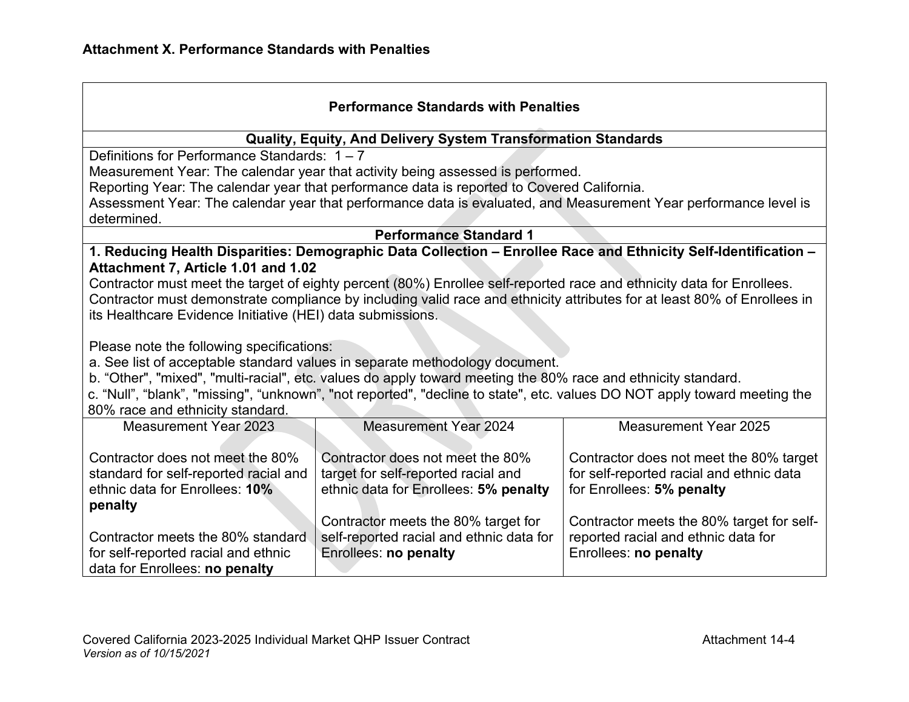## Attachment X. Performance Standards with Penalties

| Performance Standards with Penalties | | |
|---|---|---|
| **Quality, Equity, And Delivery System Transformation Standards** | | |
| Definitions for Performance Standards: 1 – 7<br>Measurement Year: The calendar year that activity being assessed is performed.<br>Reporting Year: The calendar year that performance data is reported to Covered California.<br>Assessment Year: The calendar year that performance data is evaluated, and Measurement Year performance level is determined. | | |
| **Performance Standard 1** | | |
| **1. Reducing Health Disparities: Demographic Data Collection – Enrollee Race and Ethnicity Self-Identification – Attachment 7, Article 1.01 and 1.02**<br>Contractor must meet the target of eighty percent (80%) Enrollee self-reported race and ethnicity data for Enrollees. Contractor must demonstrate compliance by including valid race and ethnicity attributes for at least 80% of Enrollees in its Healthcare Evidence Initiative (HEI) data submissions.<br><br>Please note the following specifications:<br>a. See list of acceptable standard values in separate methodology document.<br>b. "Other", "mixed", "multi-racial", etc. values do apply toward meeting the 80% race and ethnicity standard.<br>c. "Null", "blank", "missing", "unknown", "not reported", "decline to state", etc. values DO NOT apply toward meeting the 80% race and ethnicity standard. | | |
| Measurement Year 2023 | Measurement Year 2024 | Measurement Year 2025 |
| Contractor does not meet the 80% standard for self-reported racial and ethnic data for Enrollees: **10% penalty**<br><br>Contractor meets the 80% standard for self-reported racial and ethnic data for Enrollees: **no penalty** | Contractor does not meet the 80% target for self-reported racial and ethnic data for Enrollees: **5% penalty**<br><br>Contractor meets the 80% target for self-reported racial and ethnic data for Enrollees: **no penalty** | Contractor does not meet the 80% target for self-reported racial and ethnic data for Enrollees: **5% penalty**<br><br>Contractor meets the 80% target for self-reported racial and ethnic data for Enrollees: **no penalty** |

Covered California 2023-2025 Individual Market QHP Issuer Contract — Attachment 14-4
*Version as of 10/15/2021*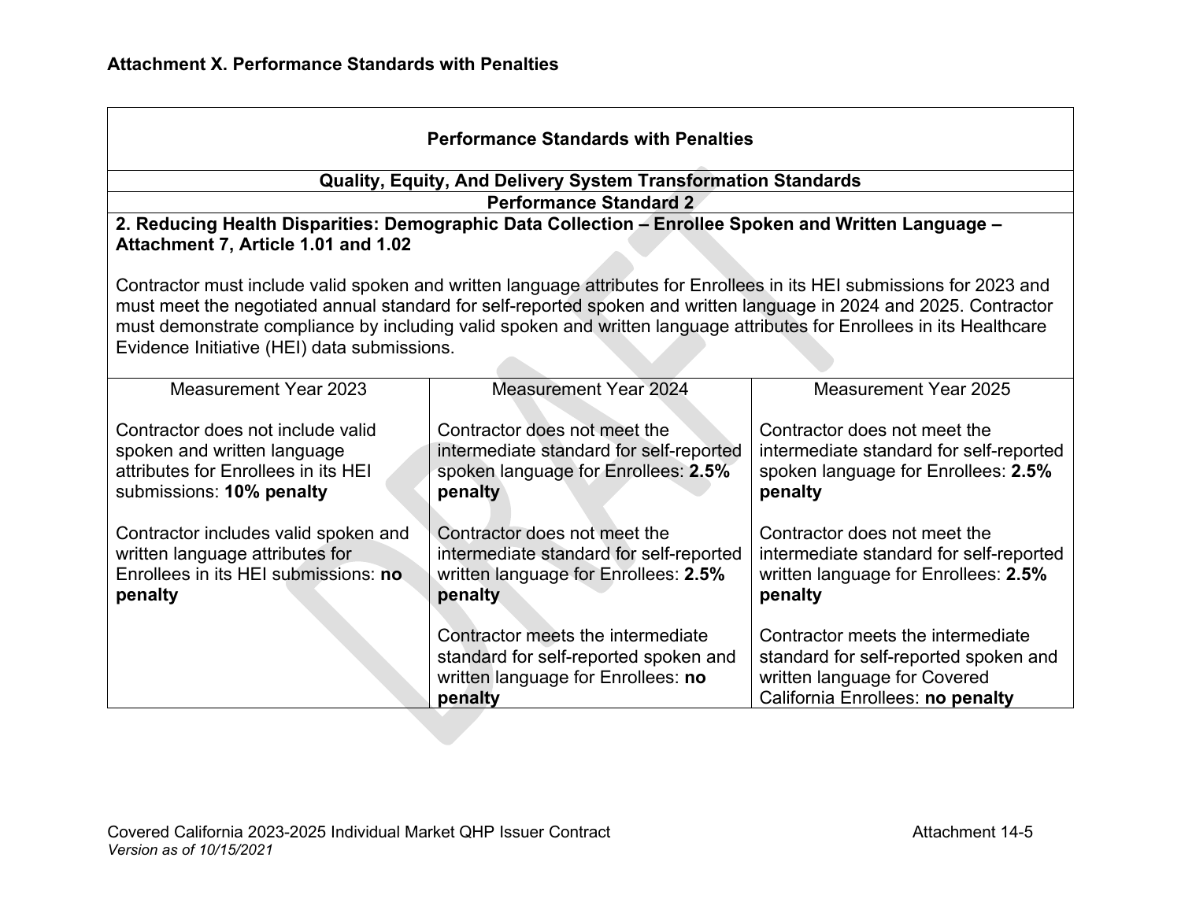**Attachment X. Performance Standards with Penalties**

| **Performance Standards with Penalties** | | |
|---|---|---|
| **Quality, Equity, And Delivery System Transformation Standards** | | |
| **Performance Standard 2** | | |
| **2. Reducing Health Disparities: Demographic Data Collection – Enrollee Spoken and Written Language – Attachment 7, Article 1.01 and 1.02**<br><br>Contractor must include valid spoken and written language attributes for Enrollees in its HEI submissions for 2023 and must meet the negotiated annual standard for self-reported spoken and written language in 2024 and 2025. Contractor must demonstrate compliance by including valid spoken and written language attributes for Enrollees in its Healthcare Evidence Initiative (HEI) data submissions. | | |
| Measurement Year 2023 | Measurement Year 2024 | Measurement Year 2025 |
| Contractor does not include valid spoken and written language attributes for Enrollees in its HEI submissions: **10% penalty**<br><br>Contractor includes valid spoken and written language attributes for Enrollees in its HEI submissions: **no penalty** | Contractor does not meet the intermediate standard for self-reported spoken language for Enrollees: **2.5% penalty**<br><br>Contractor does not meet the intermediate standard for self-reported written language for Enrollees: **2.5% penalty**<br><br>Contractor meets the intermediate standard for self-reported spoken and written language for Enrollees: **no penalty** | Contractor does not meet the intermediate standard for self-reported spoken language for Enrollees: **2.5% penalty**<br><br>Contractor does not meet the intermediate standard for self-reported written language for Enrollees: **2.5% penalty**<br><br>Contractor meets the intermediate standard for self-reported spoken and written language for Covered California Enrollees: **no penalty** |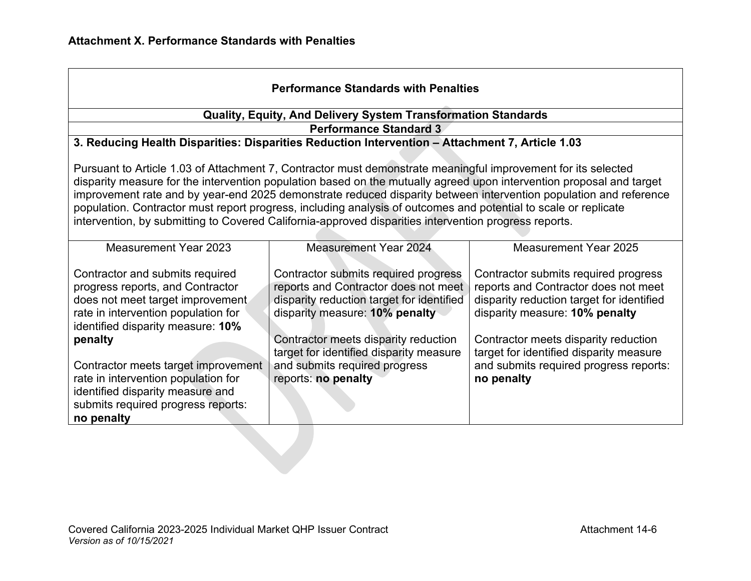**Attachment X. Performance Standards with Penalties**

| Performance Standards with Penalties | | |
|---|---|---|
| **Quality, Equity, And Delivery System Transformation Standards** | | |
| **Performance Standard 3** | | |
| **3. Reducing Health Disparities: Disparities Reduction Intervention – Attachment 7, Article 1.03**<br><br>Pursuant to Article 1.03 of Attachment 7, Contractor must demonstrate meaningful improvement for its selected disparity measure for the intervention population based on the mutually agreed upon intervention proposal and target improvement rate and by year-end 2025 demonstrate reduced disparity between intervention population and reference population. Contractor must report progress, including analysis of outcomes and potential to scale or replicate intervention, by submitting to Covered California-approved disparities intervention progress reports. | | |
| Measurement Year 2023 | Measurement Year 2024 | Measurement Year 2025 |
| Contractor and submits required progress reports, and Contractor does not meet target improvement rate in intervention population for identified disparity measure: **10% penalty**<br><br>Contractor meets target improvement rate in intervention population for identified disparity measure and submits required progress reports: **no penalty** | Contractor submits required progress reports and Contractor does not meet disparity reduction target for identified disparity measure: **10% penalty**<br><br>Contractor meets disparity reduction target for identified disparity measure and submits required progress reports: **no penalty** | Contractor submits required progress reports and Contractor does not meet disparity reduction target for identified disparity measure: **10% penalty**<br><br>Contractor meets disparity reduction target for identified disparity measure and submits required progress reports: **no penalty** |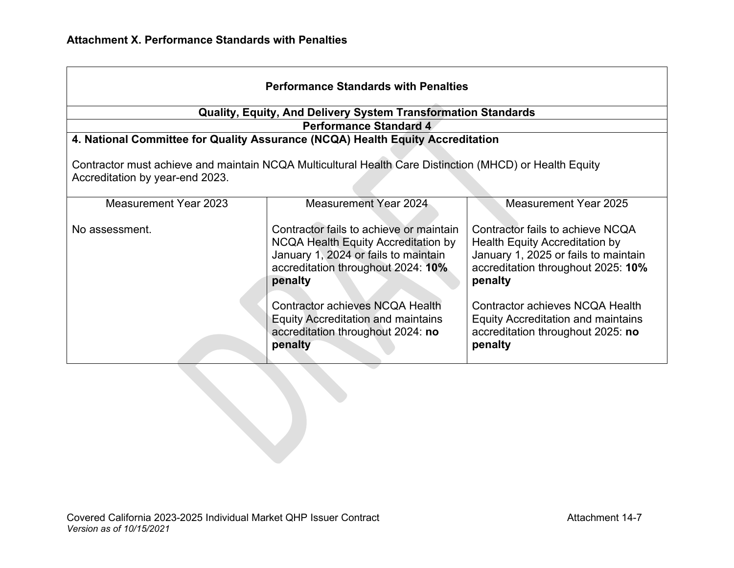## Attachment X. Performance Standards with Penalties

| Performance Standards with Penalties | | |
|---|---|---|
| **Quality, Equity, And Delivery System Transformation Standards** | | |
| **Performance Standard 4** | | |
| **4. National Committee for Quality Assurance (NCQA) Health Equity Accreditation**<br><br>Contractor must achieve and maintain NCQA Multicultural Health Care Distinction (MHCD) or Health Equity Accreditation by year-end 2023. | | |
| Measurement Year 2023 | Measurement Year 2024 | Measurement Year 2025 |
| No assessment. | Contractor fails to achieve or maintain NCQA Health Equity Accreditation by January 1, 2024 or fails to maintain accreditation throughout 2024: **10% penalty**<br><br>Contractor achieves NCQA Health Equity Accreditation and maintains accreditation throughout 2024: **no penalty** | Contractor fails to achieve NCQA Health Equity Accreditation by January 1, 2025 or fails to maintain accreditation throughout 2025: **10% penalty**<br><br>Contractor achieves NCQA Health Equity Accreditation and maintains accreditation throughout 2025: **no penalty** |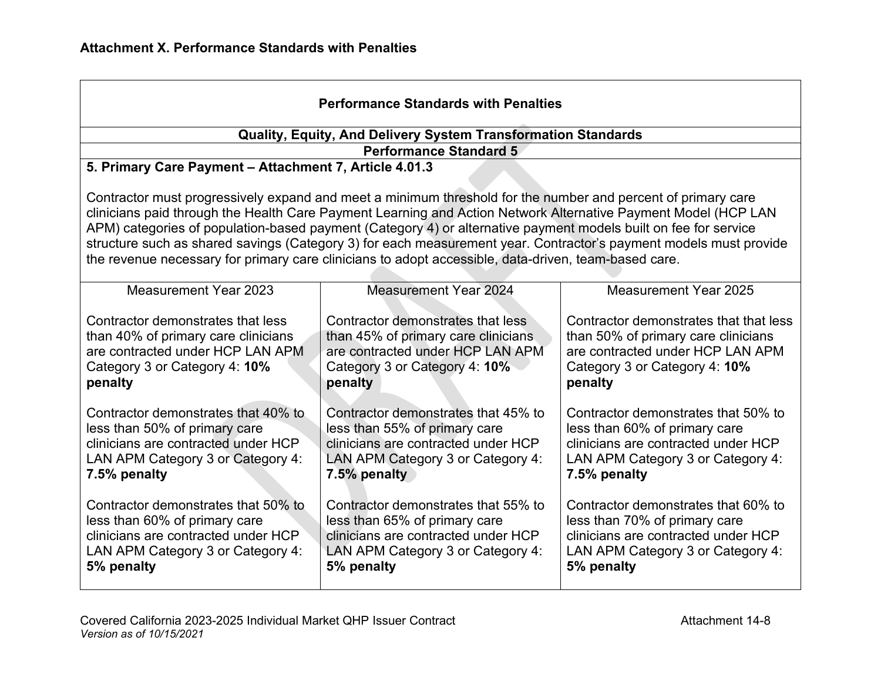**Attachment X. Performance Standards with Penalties**

| Performance Standards with Penalties | | |
|---|---|---|
| **Quality, Equity, And Delivery System Transformation Standards** | | |
| **Performance Standard 5** | | |
| **5. Primary Care Payment – Attachment 7, Article 4.01.3**<br><br>Contractor must progressively expand and meet a minimum threshold for the number and percent of primary care clinicians paid through the Health Care Payment Learning and Action Network Alternative Payment Model (HCP LAN APM) categories of population-based payment (Category 4) or alternative payment models built on fee for service structure such as shared savings (Category 3) for each measurement year. Contractor's payment models must provide the revenue necessary for primary care clinicians to adopt accessible, data-driven, team-based care. | | |
| Measurement Year 2023 | Measurement Year 2024 | Measurement Year 2025 |
| Contractor demonstrates that less than 40% of primary care clinicians are contracted under HCP LAN APM Category 3 or Category 4: **10% penalty**<br><br>Contractor demonstrates that 40% to less than 50% of primary care clinicians are contracted under HCP LAN APM Category 3 or Category 4: **7.5% penalty**<br><br>Contractor demonstrates that 50% to less than 60% of primary care clinicians are contracted under HCP LAN APM Category 3 or Category 4: **5% penalty** | Contractor demonstrates that less than 45% of primary care clinicians are contracted under HCP LAN APM Category 3 or Category 4: **10% penalty**<br><br>Contractor demonstrates that 45% to less than 55% of primary care clinicians are contracted under HCP LAN APM Category 3 or Category 4: **7.5% penalty**<br><br>Contractor demonstrates that 55% to less than 65% of primary care clinicians are contracted under HCP LAN APM Category 3 or Category 4: **5% penalty** | Contractor demonstrates that that less than 50% of primary care clinicians are contracted under HCP LAN APM Category 3 or Category 4: **10% penalty**<br><br>Contractor demonstrates that 50% to less than 60% of primary care clinicians are contracted under HCP LAN APM Category 3 or Category 4: **7.5% penalty**<br><br>Contractor demonstrates that 60% to less than 70% of primary care clinicians are contracted under HCP LAN APM Category 3 or Category 4: **5% penalty** |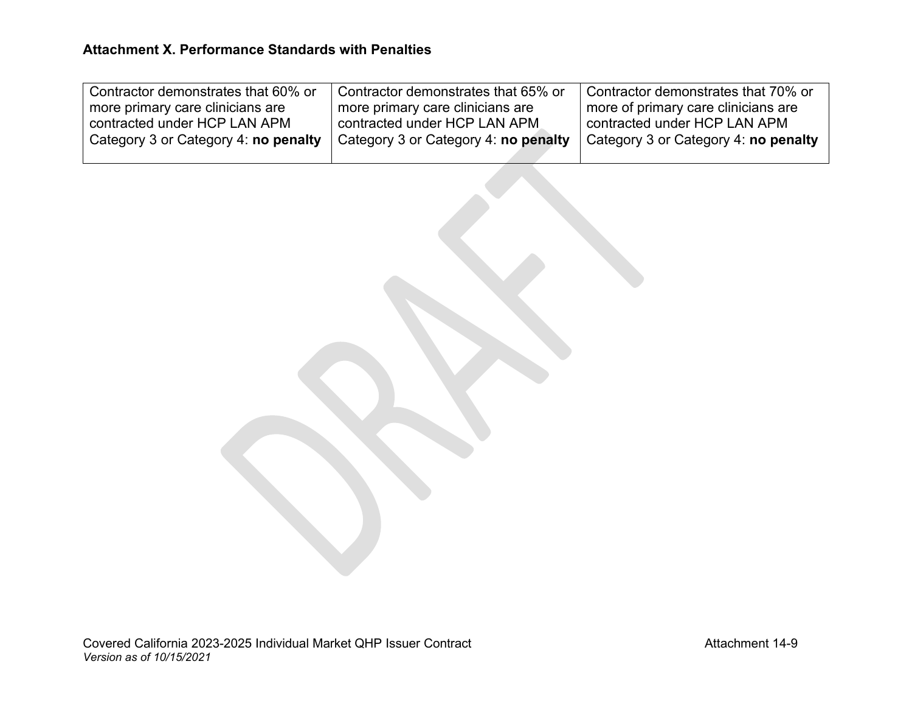**Attachment X. Performance Standards with Penalties**

| | | |
|---|---|---|
| Contractor demonstrates that 60% or more primary care clinicians are contracted under HCP LAN APM Category 3 or Category 4: **no penalty** | Contractor demonstrates that 65% or more primary care clinicians are contracted under HCP LAN APM Category 3 or Category 4: **no penalty** | Contractor demonstrates that 70% or more of primary care clinicians are contracted under HCP LAN APM Category 3 or Category 4: **no penalty** |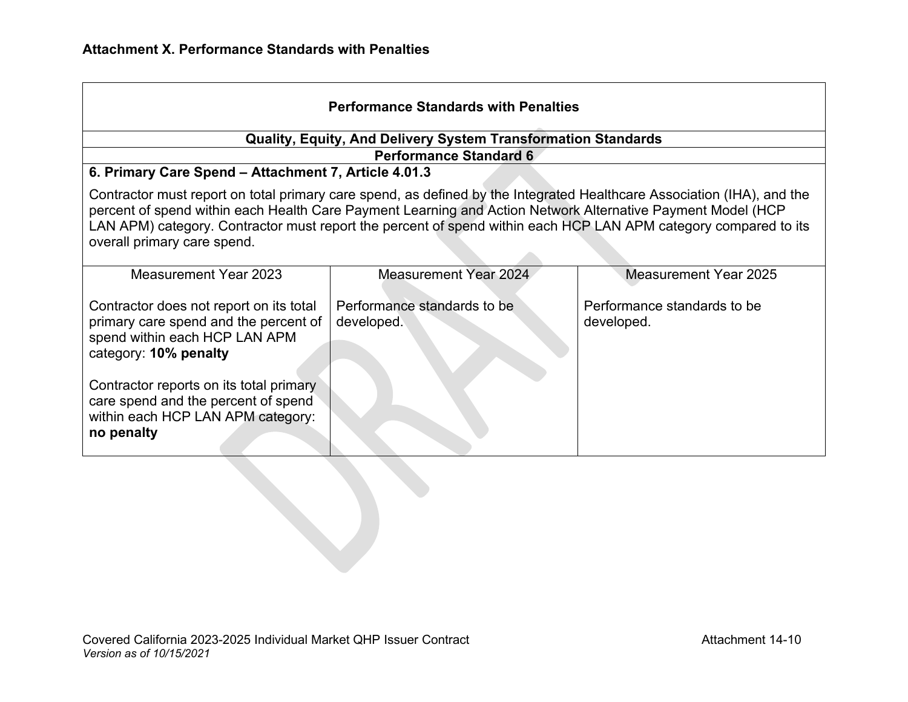### Attachment X. Performance Standards with Penalties

| Performance Standards with Penalties | | |
|---|---|---|
| **Quality, Equity, And Delivery System Transformation Standards** | | |
| **Performance Standard 6** | | |
| **6. Primary Care Spend – Attachment 7, Article 4.01.3**<br><br>Contractor must report on total primary care spend, as defined by the Integrated Healthcare Association (IHA), and the percent of spend within each Health Care Payment Learning and Action Network Alternative Payment Model (HCP LAN APM) category. Contractor must report the percent of spend within each HCP LAN APM category compared to its overall primary care spend. | | |
| Measurement Year 2023 | Measurement Year 2024 | Measurement Year 2025 |
| Contractor does not report on its total primary care spend and the percent of spend within each HCP LAN APM category: **10% penalty**<br><br>Contractor reports on its total primary care spend and the percent of spend within each HCP LAN APM category: **no penalty** | Performance standards to be developed. | Performance standards to be developed. |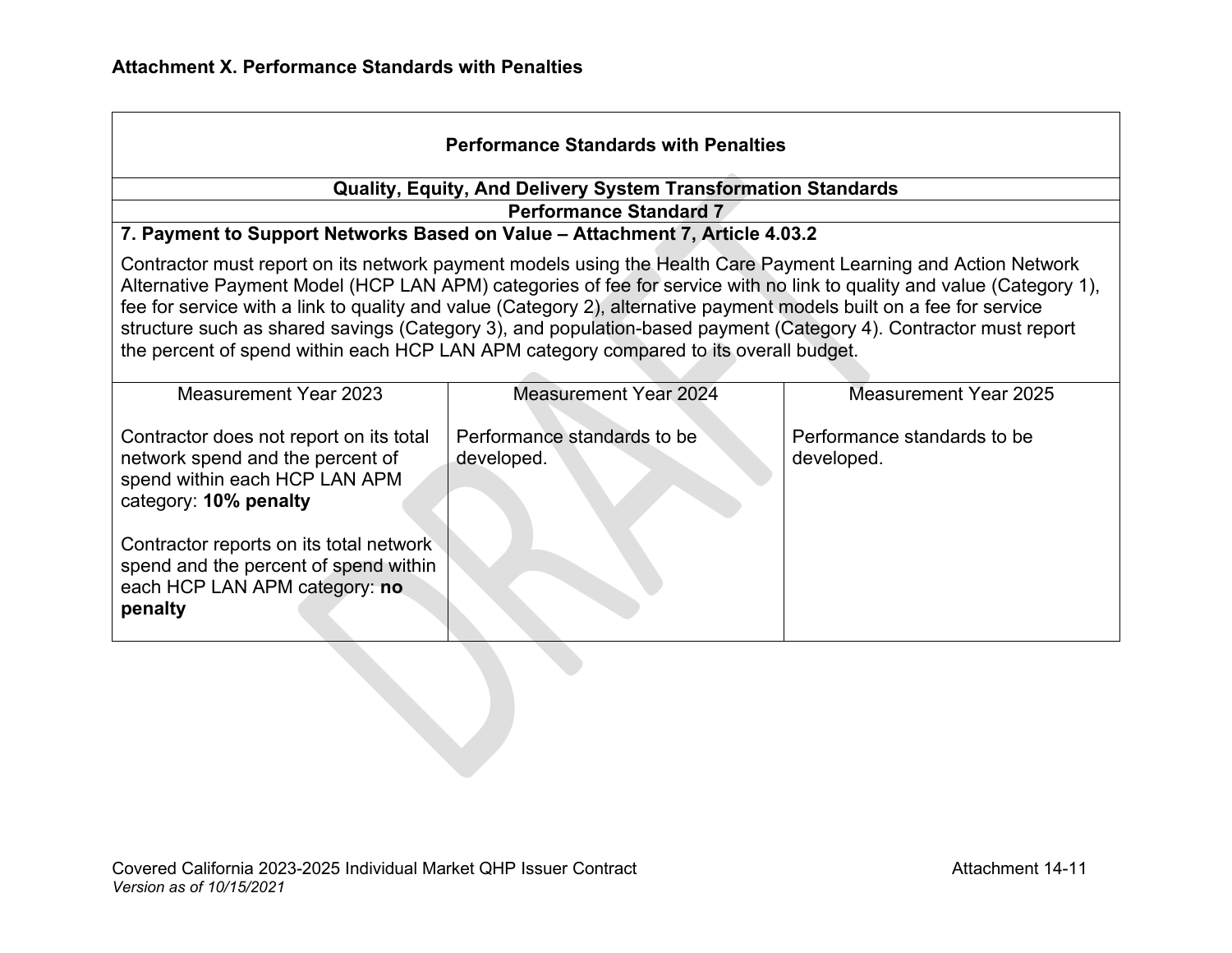**Attachment X. Performance Standards with Penalties**

| Performance Standards with Penalties | | |
|---|---|---|
| **Quality, Equity, And Delivery System Transformation Standards** | | |
| **Performance Standard 7** | | |
| **7. Payment to Support Networks Based on Value – Attachment 7, Article 4.03.2**<br><br>Contractor must report on its network payment models using the Health Care Payment Learning and Action Network Alternative Payment Model (HCP LAN APM) categories of fee for service with no link to quality and value (Category 1), fee for service with a link to quality and value (Category 2), alternative payment models built on a fee for service structure such as shared savings (Category 3), and population-based payment (Category 4). Contractor must report the percent of spend within each HCP LAN APM category compared to its overall budget. | | |
| Measurement Year 2023<br><br>Contractor does not report on its total network spend and the percent of spend within each HCP LAN APM category: **10% penalty**<br><br>Contractor reports on its total network spend and the percent of spend within each HCP LAN APM category: **no penalty** | Measurement Year 2024<br><br>Performance standards to be developed. | Measurement Year 2025<br><br>Performance standards to be developed. |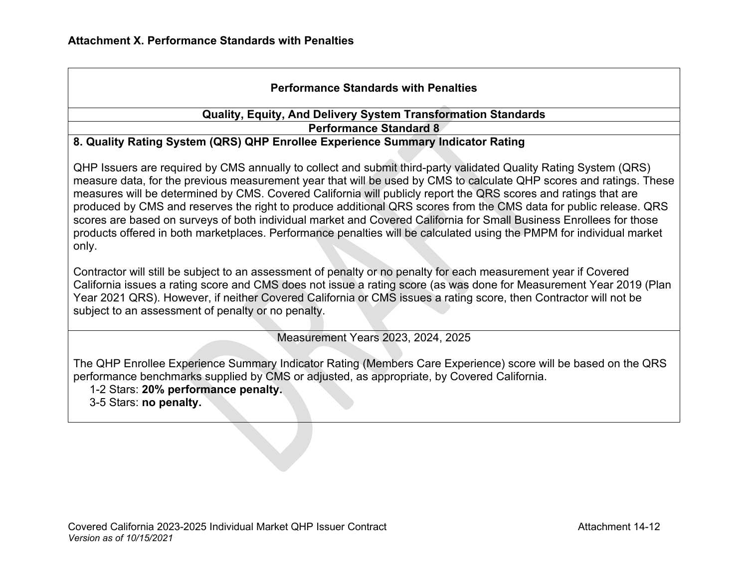**Attachment X. Performance Standards with Penalties**

| Performance Standards with Penalties |
|---|
| **Quality, Equity, And Delivery System Transformation Standards** |
| **Performance Standard 8** |
| **8. Quality Rating System (QRS) QHP Enrollee Experience Summary Indicator Rating**<br><br>QHP Issuers are required by CMS annually to collect and submit third-party validated Quality Rating System (QRS) measure data, for the previous measurement year that will be used by CMS to calculate QHP scores and ratings. These measures will be determined by CMS. Covered California will publicly report the QRS scores and ratings that are produced by CMS and reserves the right to produce additional QRS scores from the CMS data for public release. QRS scores are based on surveys of both individual market and Covered California for Small Business Enrollees for those products offered in both marketplaces. Performance penalties will be calculated using the PMPM for individual market only.<br><br>Contractor will still be subject to an assessment of penalty or no penalty for each measurement year if Covered California issues a rating score and CMS does not issue a rating score (as was done for Measurement Year 2019 (Plan Year 2021 QRS). However, if neither Covered California or CMS issues a rating score, then Contractor will not be subject to an assessment of penalty or no penalty. |
| Measurement Years 2023, 2024, 2025<br><br>The QHP Enrollee Experience Summary Indicator Rating (Members Care Experience) score will be based on the QRS performance benchmarks supplied by CMS or adjusted, as appropriate, by Covered California.<br>1-2 Stars: **20% performance penalty.**<br>3-5 Stars: **no penalty.** |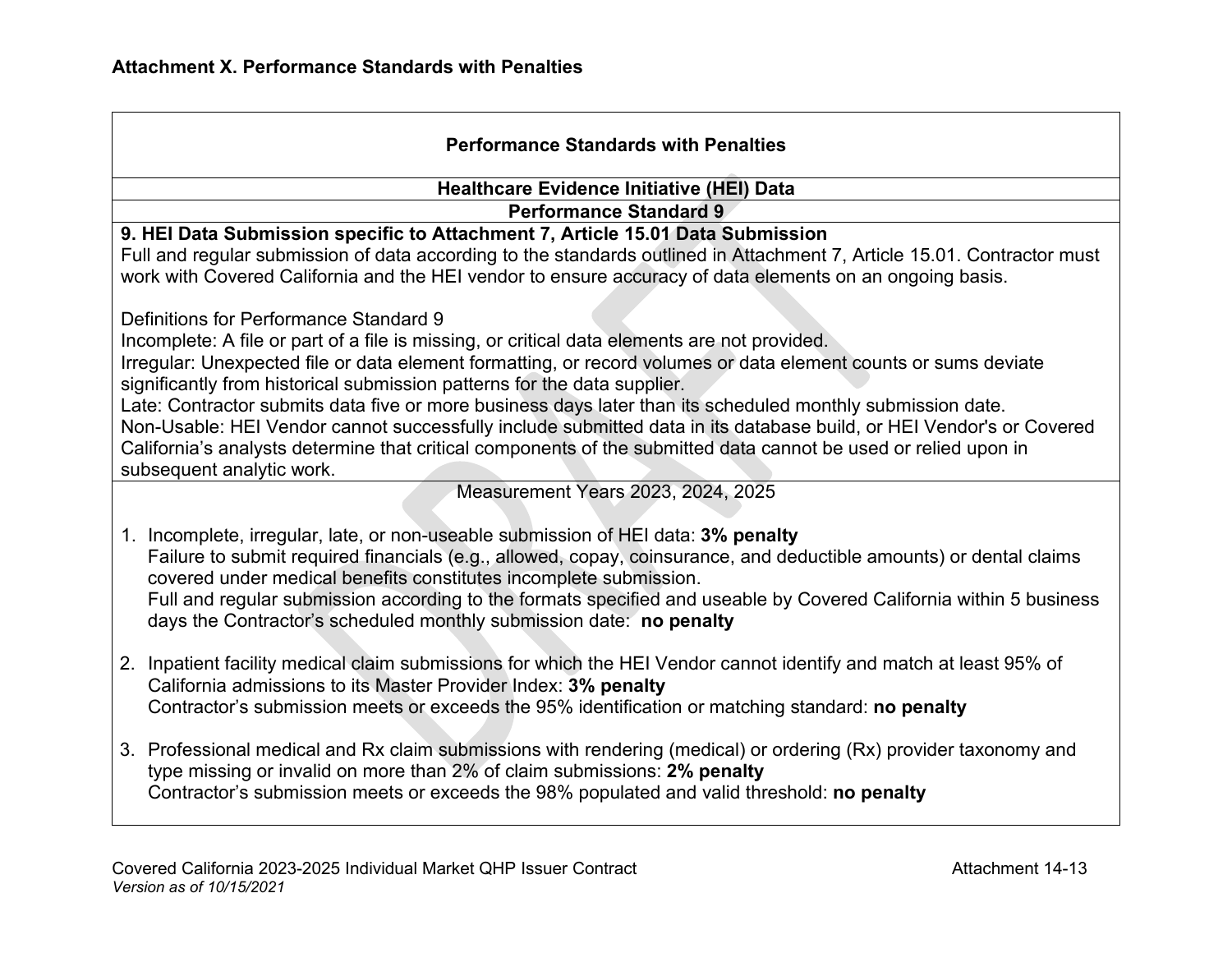**Attachment X. Performance Standards with Penalties**

| **Performance Standards with Penalties** |
|---|
| **Healthcare Evidence Initiative (HEI) Data** |
| **Performance Standard 9** |
| **9. HEI Data Submission specific to Attachment 7, Article 15.01 Data Submission**<br>Full and regular submission of data according to the standards outlined in Attachment 7, Article 15.01. Contractor must work with Covered California and the HEI vendor to ensure accuracy of data elements on an ongoing basis.<br><br>Definitions for Performance Standard 9<br>Incomplete: A file or part of a file is missing, or critical data elements are not provided.<br>Irregular: Unexpected file or data element formatting, or record volumes or data element counts or sums deviate significantly from historical submission patterns for the data supplier.<br>Late: Contractor submits data five or more business days later than its scheduled monthly submission date.<br>Non-Usable: HEI Vendor cannot successfully include submitted data in its database build, or HEI Vendor's or Covered California's analysts determine that critical components of the submitted data cannot be used or relied upon in subsequent analytic work. |
| Measurement Years 2023, 2024, 2025<br><br>1. Incomplete, irregular, late, or non-useable submission of HEI data: **3% penalty**<br>Failure to submit required financials (e.g., allowed, copay, coinsurance, and deductible amounts) or dental claims covered under medical benefits constitutes incomplete submission.<br>Full and regular submission according to the formats specified and useable by Covered California within 5 business days the Contractor's scheduled monthly submission date: **no penalty**<br><br>2. Inpatient facility medical claim submissions for which the HEI Vendor cannot identify and match at least 95% of California admissions to its Master Provider Index: **3% penalty**<br>Contractor's submission meets or exceeds the 95% identification or matching standard: **no penalty**<br><br>3. Professional medical and Rx claim submissions with rendering (medical) or ordering (Rx) provider taxonomy and type missing or invalid on more than 2% of claim submissions: **2% penalty**<br>Contractor's submission meets or exceeds the 98% populated and valid threshold: **no penalty** |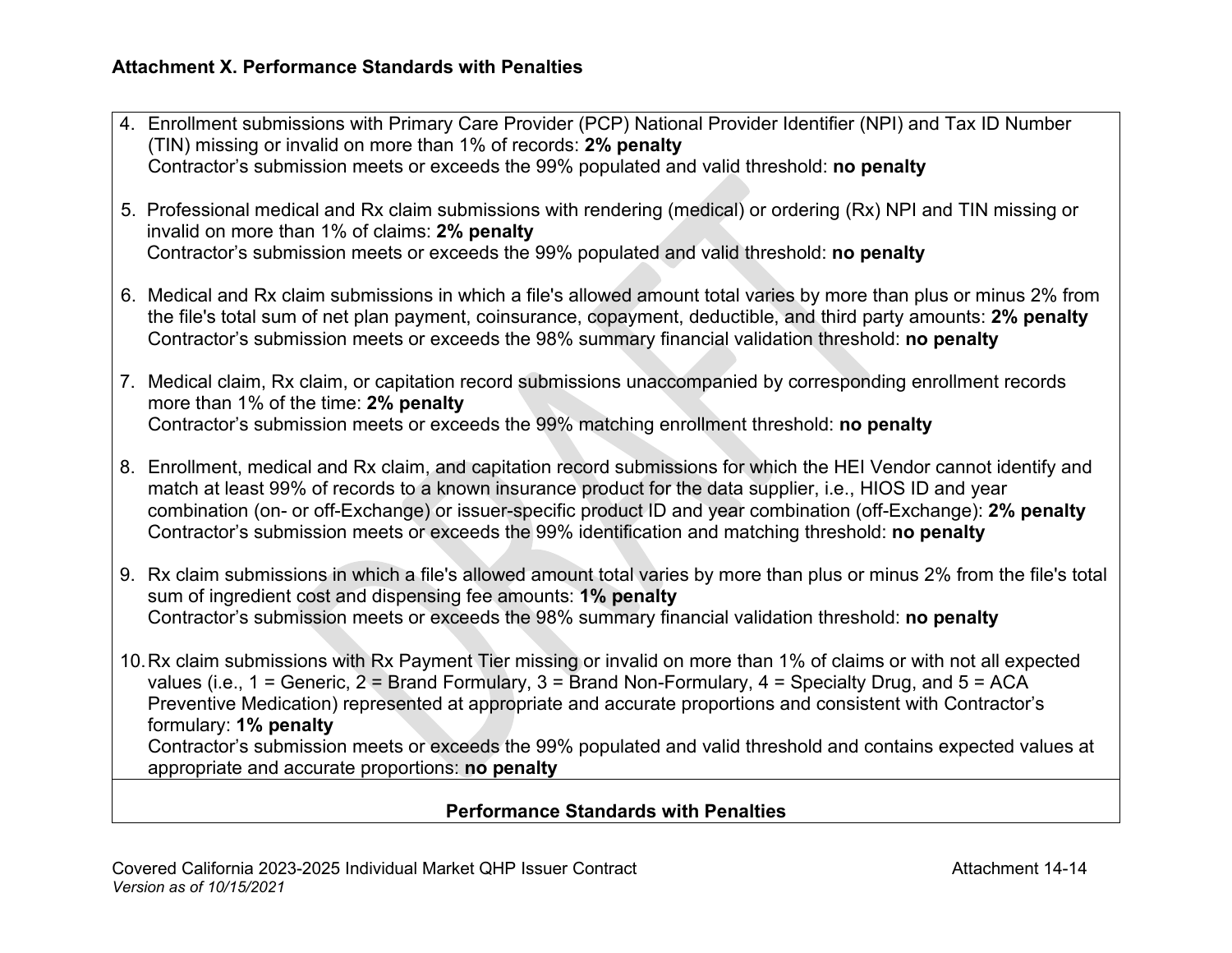**Attachment X. Performance Standards with Penalties**

4. Enrollment submissions with Primary Care Provider (PCP) National Provider Identifier (NPI) and Tax ID Number (TIN) missing or invalid on more than 1% of records: **2% penalty**
   Contractor's submission meets or exceeds the 99% populated and valid threshold: **no penalty**

5. Professional medical and Rx claim submissions with rendering (medical) or ordering (Rx) NPI and TIN missing or invalid on more than 1% of claims: **2% penalty**
   Contractor's submission meets or exceeds the 99% populated and valid threshold: **no penalty**

6. Medical and Rx claim submissions in which a file's allowed amount total varies by more than plus or minus 2% from the file's total sum of net plan payment, coinsurance, copayment, deductible, and third party amounts: **2% penalty**
   Contractor's submission meets or exceeds the 98% summary financial validation threshold: **no penalty**

7. Medical claim, Rx claim, or capitation record submissions unaccompanied by corresponding enrollment records more than 1% of the time: **2% penalty**
   Contractor's submission meets or exceeds the 99% matching enrollment threshold: **no penalty**

8. Enrollment, medical and Rx claim, and capitation record submissions for which the HEI Vendor cannot identify and match at least 99% of records to a known insurance product for the data supplier, i.e., HIOS ID and year combination (on- or off-Exchange) or issuer-specific product ID and year combination (off-Exchange): **2% penalty**
   Contractor's submission meets or exceeds the 99% identification and matching threshold: **no penalty**

9. Rx claim submissions in which a file's allowed amount total varies by more than plus or minus 2% from the file's total sum of ingredient cost and dispensing fee amounts: **1% penalty**
   Contractor's submission meets or exceeds the 98% summary financial validation threshold: **no penalty**

10. Rx claim submissions with Rx Payment Tier missing or invalid on more than 1% of claims or with not all expected values (i.e., 1 = Generic, 2 = Brand Formulary, 3 = Brand Non-Formulary, 4 = Specialty Drug, and 5 = ACA Preventive Medication) represented at appropriate and accurate proportions and consistent with Contractor's formulary: **1% penalty**
    Contractor's submission meets or exceeds the 99% populated and valid threshold and contains expected values at appropriate and accurate proportions: **no penalty**

**Performance Standards with Penalties**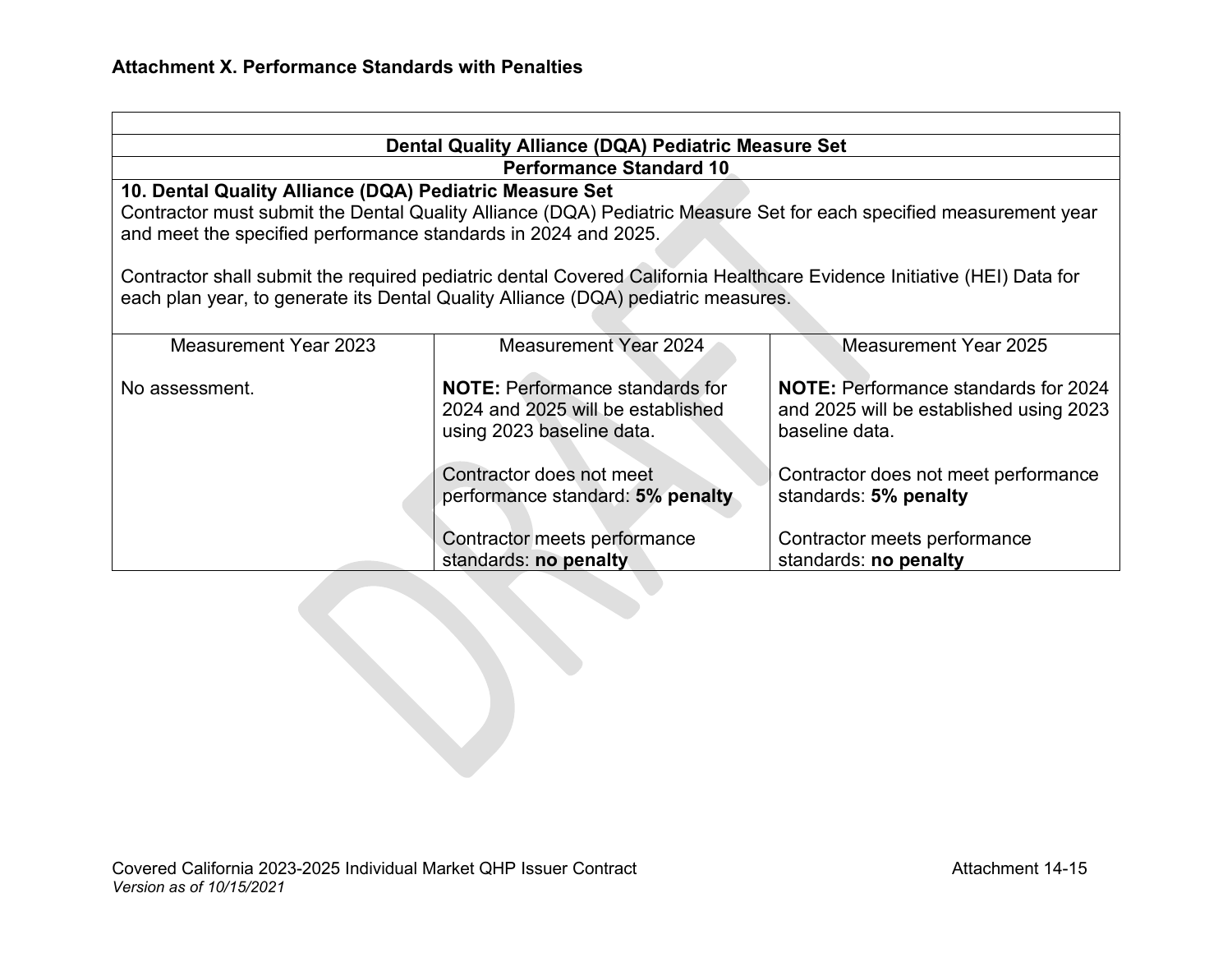**Attachment X. Performance Standards with Penalties**

| | | |
|---|---|---|
| **Dental Quality Alliance (DQA) Pediatric Measure Set** | | |
| **Performance Standard 10** | | |
| **10. Dental Quality Alliance (DQA) Pediatric Measure Set**<br>Contractor must submit the Dental Quality Alliance (DQA) Pediatric Measure Set for each specified measurement year and meet the specified performance standards in 2024 and 2025.<br><br>Contractor shall submit the required pediatric dental Covered California Healthcare Evidence Initiative (HEI) Data for each plan year, to generate its Dental Quality Alliance (DQA) pediatric measures. | | |
| Measurement Year 2023 | Measurement Year 2024 | Measurement Year 2025 |
| No assessment. | **NOTE:** Performance standards for 2024 and 2025 will be established using 2023 baseline data.<br><br>Contractor does not meet performance standard: **5% penalty**<br><br>Contractor meets performance standards: **no penalty** | **NOTE:** Performance standards for 2024 and 2025 will be established using 2023 baseline data.<br><br>Contractor does not meet performance standards: **5% penalty**<br><br>Contractor meets performance standards: **no penalty** |